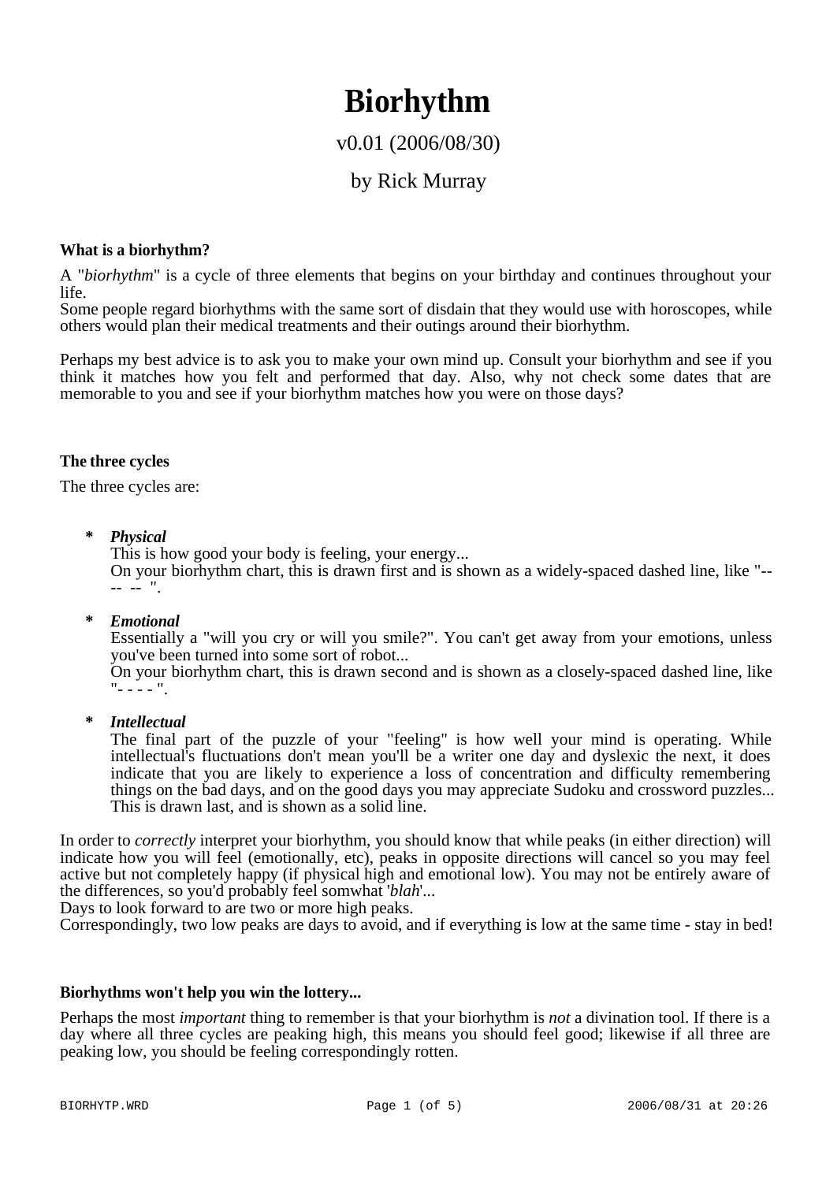# Biorhythm

v0.01 (2006/08/30)

by Rick Murray

### What is a biorhythm?

A "*biorhythm*" is a cycle of three elements that begins on your birthday and continues throughout your life.
Some people regard biorhythms with the same sort of disdain that they would use with horoscopes, while others would plan their medical treatments and their outings around their biorhythm.

Perhaps my best advice is to ask you to make your own mind up. Consult your biorhythm and see if you think it matches how you felt and performed that day. Also, why not check some dates that are memorable to you and see if your biorhythm matches how you were on those days?

### The three cycles

The three cycles are:

* ***Physical***
  This is how good your body is feeling, your energy...
  On your biorhythm chart, this is drawn first and is shown as a widely-spaced dashed line, like "-- -- -- ".

* ***Emotional***
  Essentially a "will you cry or will you smile?". You can't get away from your emotions, unless you've been turned into some sort of robot...
  On your biorhythm chart, this is drawn second and is shown as a closely-spaced dashed line, like "- - - - ".

* ***Intellectual***
  The final part of the puzzle of your "feeling" is how well your mind is operating. While intellectual's fluctuations don't mean you'll be a writer one day and dyslexic the next, it does indicate that you are likely to experience a loss of concentration and difficulty remembering things on the bad days, and on the good days you may appreciate Sudoku and crossword puzzles...
  This is drawn last, and is shown as a solid line.

In order to *correctly* interpret your biorhythm, you should know that while peaks (in either direction) will indicate how you will feel (emotionally, etc), peaks in opposite directions will cancel so you may feel active but not completely happy (if physical high and emotional low). You may not be entirely aware of the differences, so you'd probably feel somwhat '*blah*'...
Days to look forward to are two or more high peaks.
Correspondingly, two low peaks are days to avoid, and if everything is low at the same time - stay in bed!

### Biorhythms won't help you win the lottery...

Perhaps the most *important* thing to remember is that your biorhythm is *not* a divination tool. If there is a day where all three cycles are peaking high, this means you should feel good; likewise if all three are peaking low, you should be feeling correspondingly rotten.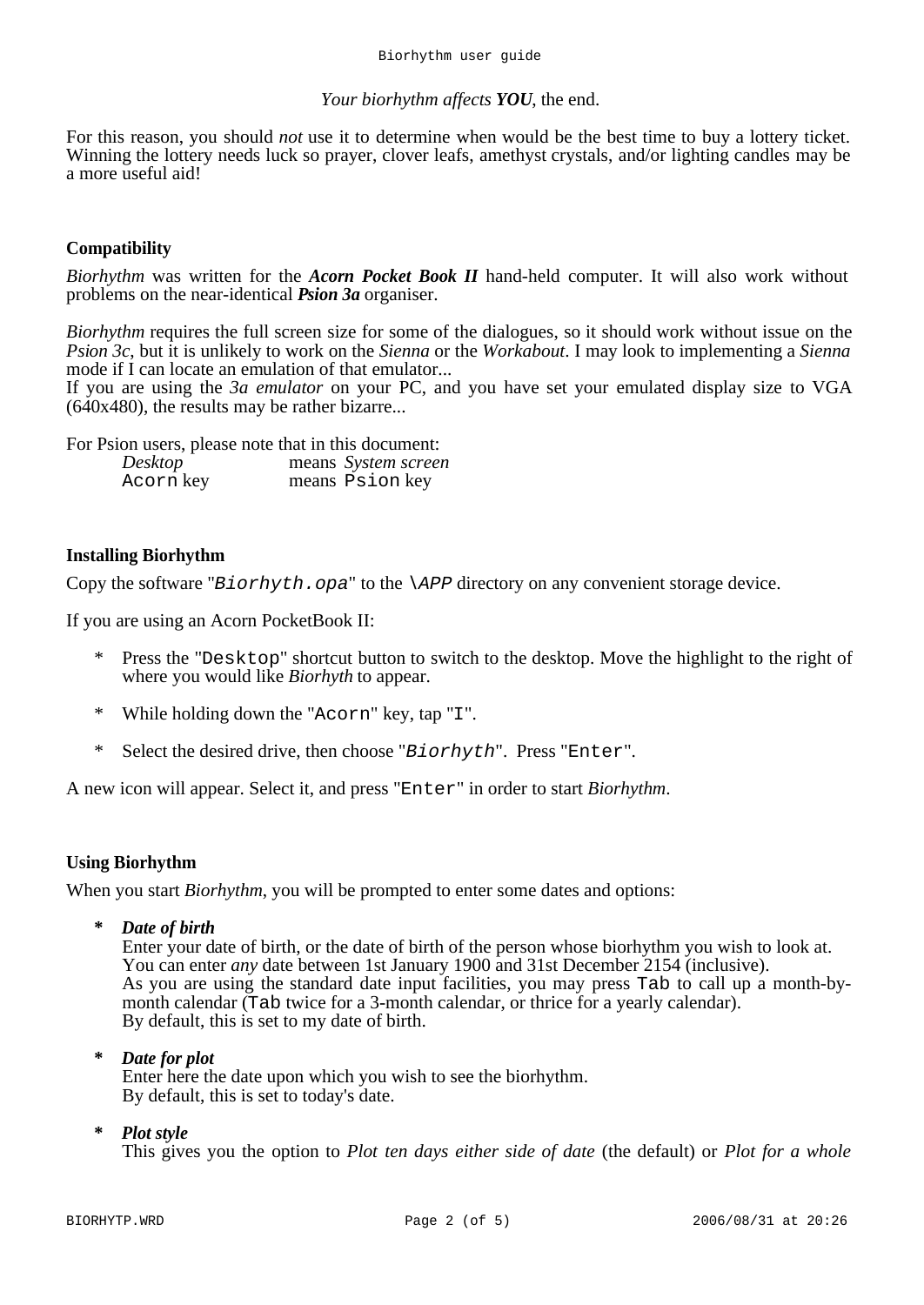*Your biorhythm affects **YOU**, the end.*

For this reason, you should *not* use it to determine when would be the best time to buy a lottery ticket. Winning the lottery needs luck so prayer, clover leafs, amethyst crystals, and/or lighting candles may be a more useful aid!

**Compatibility**

*Biorhythm* was written for the ***Acorn Pocket Book II*** hand-held computer. It will also work without problems on the near-identical ***Psion 3a*** organiser.

*Biorhythm* requires the full screen size for some of the dialogues, so it should work without issue on the *Psion 3c*, but it is unlikely to work on the *Sienna* or the *Workabout*. I may look to implementing a *Sienna* mode if I can locate an emulation of that emulator...
If you are using the *3a emulator* on your PC, and you have set your emulated display size to VGA (640x480), the results may be rather bizarre...

For Psion users, please note that in this document:

| | |
|---|---|
| *Desktop* | means *System screen* |
| `Acorn` key | means `Psion` key |

**Installing Biorhythm**

Copy the software "*`Biorhyth.opa`*" to the *`\APP`* directory on any convenient storage device.

If you are using an Acorn PocketBook II:

- Press the "`Desktop`" shortcut button to switch to the desktop. Move the highlight to the right of where you would like *Biorhyth* to appear.
- While holding down the "`Acorn`" key, tap "`I`".
- Select the desired drive, then choose "*`Biorhyth`*". Press "`Enter`".

A new icon will appear. Select it, and press "`Enter`" in order to start *Biorhythm*.

**Using Biorhythm**

When you start *Biorhythm*, you will be prompted to enter some dates and options:

- ***Date of birth***
  Enter your date of birth, or the date of birth of the person whose biorhythm you wish to look at. You can enter *any* date between 1st January 1900 and 31st December 2154 (inclusive).
  As you are using the standard date input facilities, you may press `Tab` to call up a month-by-month calendar (`Tab` twice for a 3-month calendar, or thrice for a yearly calendar).
  By default, this is set to my date of birth.

- ***Date for plot***
  Enter here the date upon which you wish to see the biorhythm.
  By default, this is set to today's date.

- ***Plot style***
  This gives you the option to *Plot ten days either side of date* (the default) or *Plot for a whole*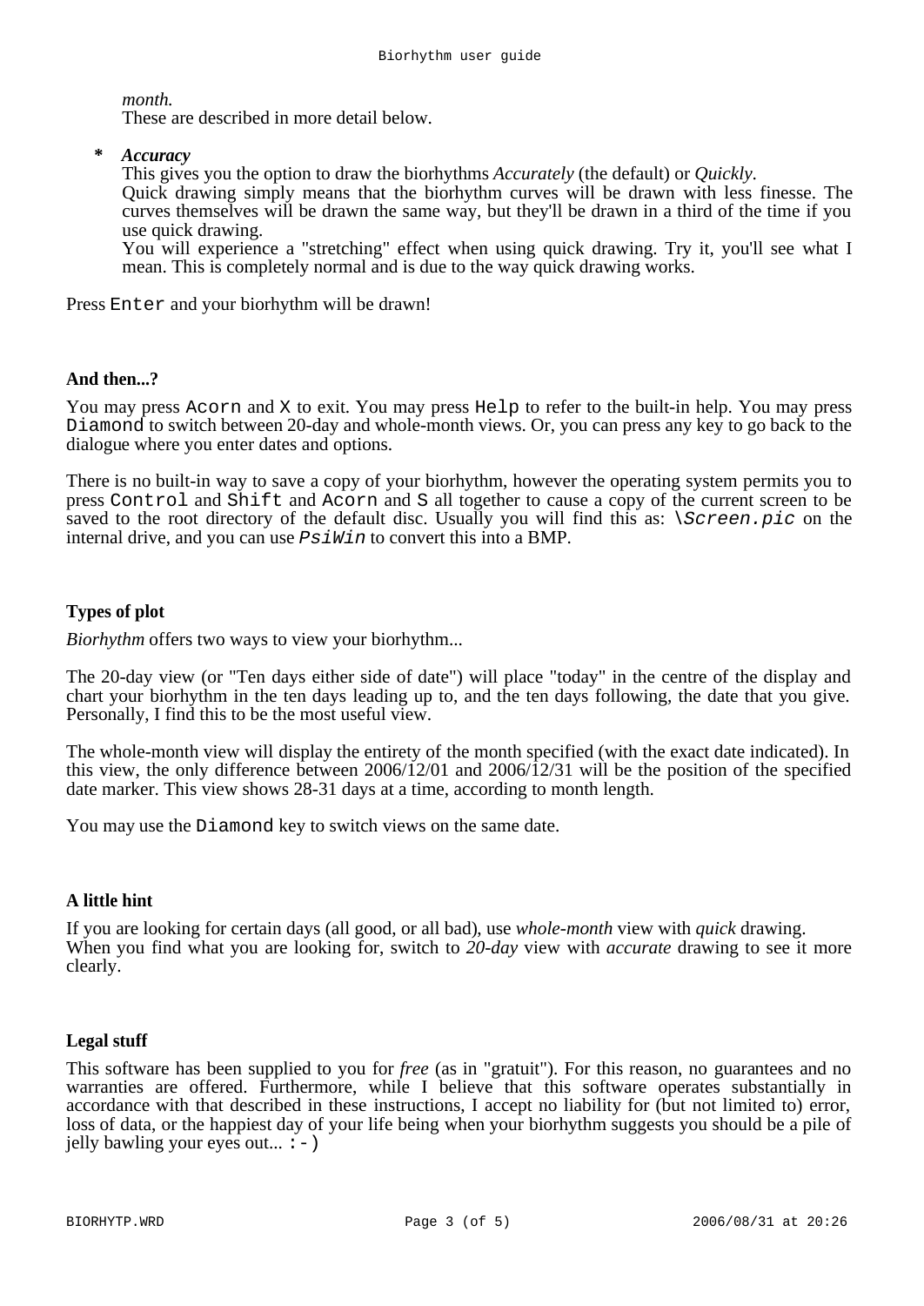*month.*
These are described in more detail below.

- ***Accuracy***
  This gives you the option to draw the biorhythms *Accurately* (the default) or *Quickly*.
  Quick drawing simply means that the biorhythm curves will be drawn with less finesse. The curves themselves will be drawn the same way, but they'll be drawn in a third of the time if you use quick drawing.
  You will experience a "stretching" effect when using quick drawing. Try it, you'll see what I mean. This is completely normal and is due to the way quick drawing works.

Press `Enter` and your biorhythm will be drawn!

**And then...?**

You may press `Acorn` and `X` to exit. You may press `Help` to refer to the built-in help. You may press `Diamond` to switch between 20-day and whole-month views. Or, you can press any key to go back to the dialogue where you enter dates and options.

There is no built-in way to save a copy of your biorhythm, however the operating system permits you to press `Control` and `Shift` and `Acorn` and `S` all together to cause a copy of the current screen to be saved to the root directory of the default disc. Usually you will find this as: *`\Screen.pic`* on the internal drive, and you can use *`PsiWin`* to convert this into a BMP.

**Types of plot**

*Biorhythm* offers two ways to view your biorhythm...

The 20-day view (or "Ten days either side of date") will place "today" in the centre of the display and chart your biorhythm in the ten days leading up to, and the ten days following, the date that you give. Personally, I find this to be the most useful view.

The whole-month view will display the entirety of the month specified (with the exact date indicated). In this view, the only difference between 2006/12/01 and 2006/12/31 will be the position of the specified date marker. This view shows 28-31 days at a time, according to month length.

You may use the `Diamond` key to switch views on the same date.

**A little hint**

If you are looking for certain days (all good, or all bad), use *whole-month* view with *quick* drawing.
When you find what you are looking for, switch to *20-day* view with *accurate* drawing to see it more clearly.

**Legal stuff**

This software has been supplied to you for *free* (as in "gratuit"). For this reason, no guarantees and no warranties are offered. Furthermore, while I believe that this software operates substantially in accordance with that described in these instructions, I accept no liability for (but not limited to) error, loss of data, or the happiest day of your life being when your biorhythm suggests you should be a pile of jelly bawling your eyes out... `:-)`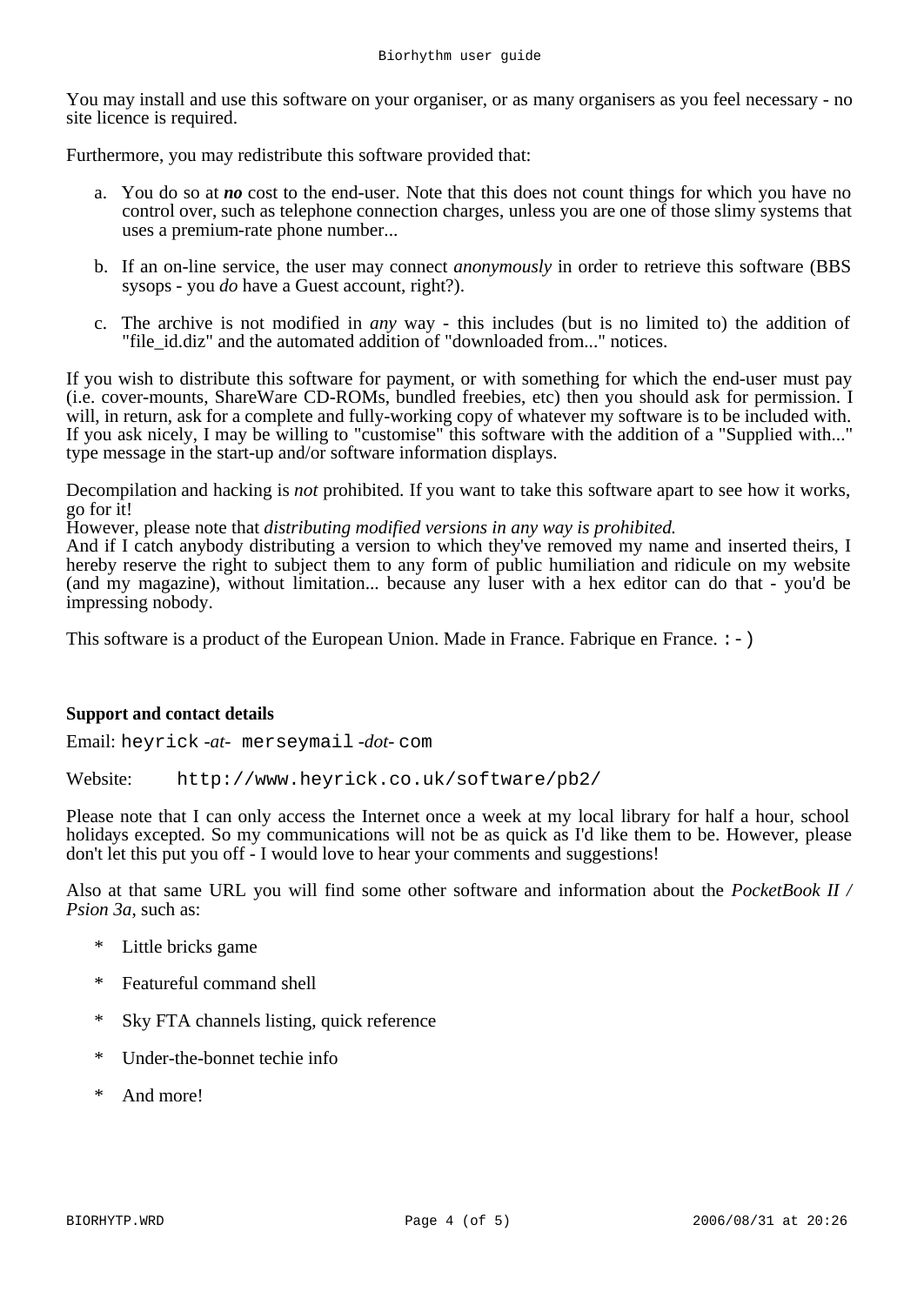You may install and use this software on your organiser, or as many organisers as you feel necessary - no site licence is required.

Furthermore, you may redistribute this software provided that:

a. You do so at ***no*** cost to the end-user. Note that this does not count things for which you have no control over, such as telephone connection charges, unless you are one of those slimy systems that uses a premium-rate phone number...

b. If an on-line service, the user may connect *anonymously* in order to retrieve this software (BBS sysops - you *do* have a Guest account, right?).

c. The archive is not modified in *any* way - this includes (but is no limited to) the addition of "file_id.diz" and the automated addition of "downloaded from..." notices.

If you wish to distribute this software for payment, or with something for which the end-user must pay (i.e. cover-mounts, ShareWare CD-ROMs, bundled freebies, etc) then you should ask for permission. I will, in return, ask for a complete and fully-working copy of whatever my software is to be included with. If you ask nicely, I may be willing to "customise" this software with the addition of a "Supplied with..." type message in the start-up and/or software information displays.

Decompilation and hacking is *not* prohibited. If you want to take this software apart to see how it works, go for it!
However, please note that *distributing modified versions in any way is prohibited.*
And if I catch anybody distributing a version to which they've removed my name and inserted theirs, I hereby reserve the right to subject them to any form of public humiliation and ridicule on my website (and my magazine), without limitation... because any luser with a hex editor can do that - you'd be impressing nobody.

This software is a product of the European Union. Made in France. Fabrique en France. `:-)`

**Support and contact details**

Email: `heyrick` *-at-* `merseymail` *-dot-* `com`

Website: `http://www.heyrick.co.uk/software/pb2/`

Please note that I can only access the Internet once a week at my local library for half a hour, school holidays excepted. So my communications will not be as quick as I'd like them to be. However, please don't let this put you off - I would love to hear your comments and suggestions!

Also at that same URL you will find some other software and information about the *PocketBook II / Psion 3a*, such as:

* Little bricks game
* Featureful command shell
* Sky FTA channels listing, quick reference
* Under-the-bonnet techie info
* And more!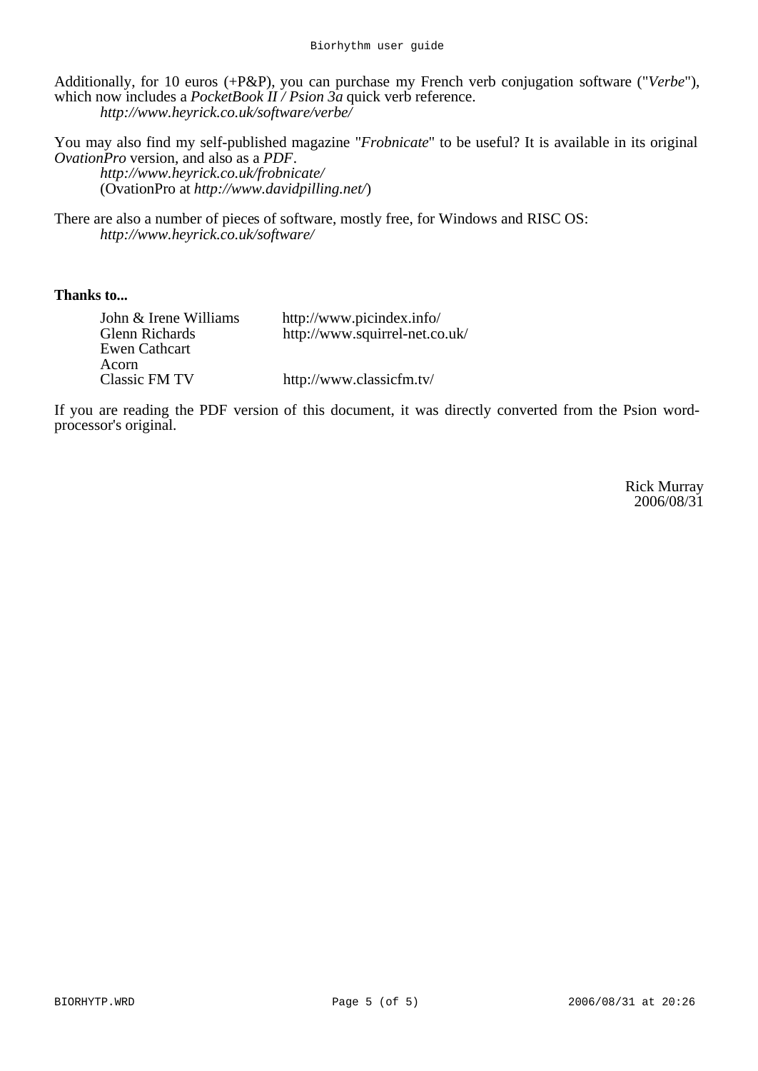Additionally, for 10 euros (+P&P), you can purchase my French verb conjugation software ("*Verbe*"), which now includes a *PocketBook II / Psion 3a* quick verb reference.
*http://www.heyrick.co.uk/software/verbe/*

You may also find my self-published magazine "*Frobnicate*" to be useful? It is available in its original *OvationPro* version, and also as a *PDF*.
*http://www.heyrick.co.uk/frobnicate/*
(OvationPro at *http://www.davidpilling.net/*)

There are also a number of pieces of software, mostly free, for Windows and RISC OS:
*http://www.heyrick.co.uk/software/*

**Thanks to...**

| | |
|---|---|
| John & Irene Williams | http://www.picindex.info/ |
| Glenn Richards | http://www.squirrel-net.co.uk/ |
| Ewen Cathcart | |
| Acorn | |
| Classic FM TV | http://www.classicfm.tv/ |

If you are reading the PDF version of this document, it was directly converted from the Psion word-processor's original.

Rick Murray
2006/08/31